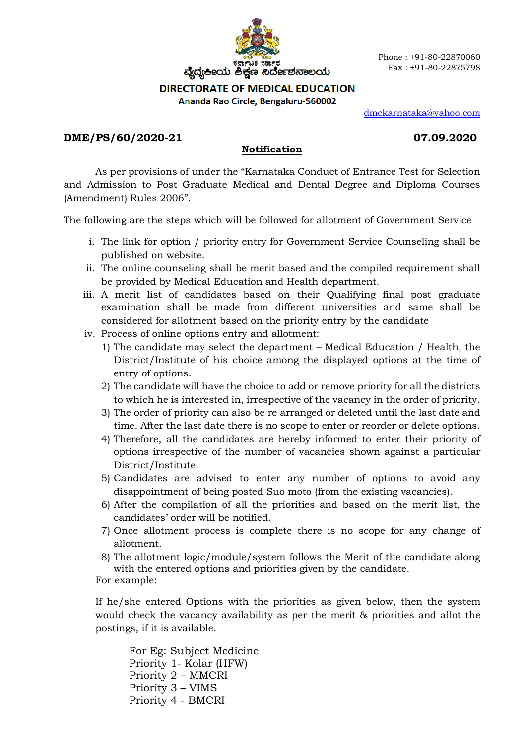ಕರ್ನಾಟಕ ಸರ್ಕಾರ

ವೈದ್ಯಕೀಯ ಶಿಕ್ಷಣ ನಿರ್ದೇಶನಾಲಯ

**DIRECTORATE OF MEDICAL EDUCATION**

**Ananda Rao Circle, Bengaluru-560002**

Phone : +91-80-22870060
Fax : +91-80-22875798

dmekarnataka@yahoo.com

**DME/PS/60/2020-21** **07.09.2020**

## Notification

As per provisions of under the "Karnataka Conduct of Entrance Test for Selection and Admission to Post Graduate Medical and Dental Degree and Diploma Courses (Amendment) Rules 2006".

The following are the steps which will be followed for allotment of Government Service

i. The link for option / priority entry for Government Service Counseling shall be published on website.

ii. The online counseling shall be merit based and the compiled requirement shall be provided by Medical Education and Health department.

iii. A merit list of candidates based on their Qualifying final post graduate examination shall be made from different universities and same shall be considered for allotment based on the priority entry by the candidate

iv. Process of online options entry and allotment:

1) The candidate may select the department – Medical Education / Health, the District/Institute of his choice among the displayed options at the time of entry of options.
2) The candidate will have the choice to add or remove priority for all the districts to which he is interested in, irrespective of the vacancy in the order of priority.
3) The order of priority can also be re arranged or deleted until the last date and time. After the last date there is no scope to enter or reorder or delete options.
4) Therefore, all the candidates are hereby informed to enter their priority of options irrespective of the number of vacancies shown against a particular District/Institute.
5) Candidates are advised to enter any number of options to avoid any disappointment of being posted Suo moto (from the existing vacancies).
6) After the compilation of all the priorities and based on the merit list, the candidates' order will be notified.
7) Once allotment process is complete there is no scope for any change of allotment.
8) The allotment logic/module/system follows the Merit of the candidate along with the entered options and priorities given by the candidate.

For example:

If he/she entered Options with the priorities as given below, then the system would check the vacancy availability as per the merit & priorities and allot the postings, if it is available.

For Eg: Subject Medicine
Priority 1- Kolar (HFW)
Priority 2 – MMCRI
Priority 3 – VIMS
Priority 4 - BMCRI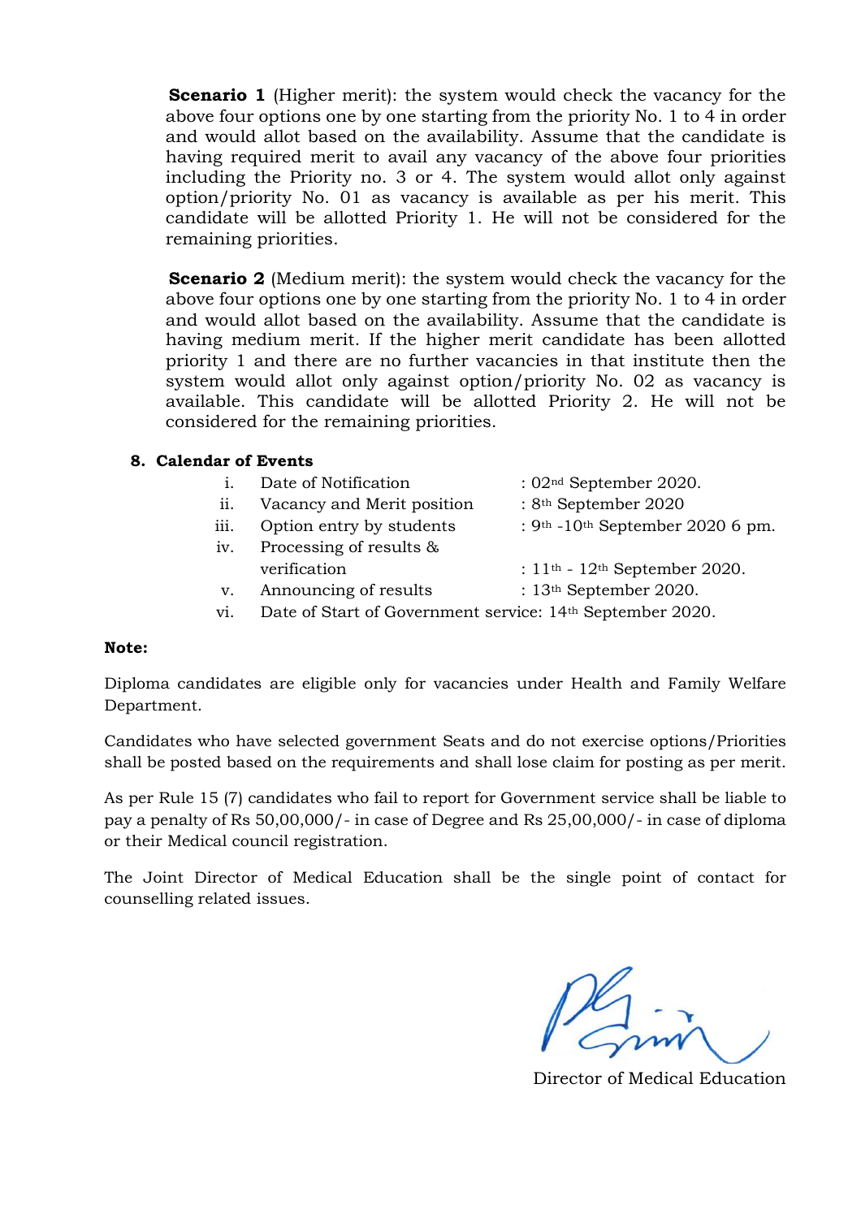**Scenario 1** (Higher merit): the system would check the vacancy for the above four options one by one starting from the priority No. 1 to 4 in order and would allot based on the availability. Assume that the candidate is having required merit to avail any vacancy of the above four priorities including the Priority no. 3 or 4. The system would allot only against option/priority No. 01 as vacancy is available as per his merit. This candidate will be allotted Priority 1. He will not be considered for the remaining priorities.

**Scenario 2** (Medium merit): the system would check the vacancy for the above four options one by one starting from the priority No. 1 to 4 in order and would allot based on the availability. Assume that the candidate is having medium merit. If the higher merit candidate has been allotted priority 1 and there are no further vacancies in that institute then the system would allot only against option/priority No. 02 as vacancy is available. This candidate will be allotted Priority 2. He will not be considered for the remaining priorities.

## 8. Calendar of Events

i. Date of Notification : 02nd September 2020.

ii. Vacancy and Merit position : 8th September 2020

iii. Option entry by students : 9th -10th September 2020 6 pm.

iv. Processing of results & verification : 11th - 12th September 2020.

v. Announcing of results : 13th September 2020.

vi. Date of Start of Government service: 14th September 2020.

**Note:**

Diploma candidates are eligible only for vacancies under Health and Family Welfare Department.

Candidates who have selected government Seats and do not exercise options/Priorities shall be posted based on the requirements and shall lose claim for posting as per merit.

As per Rule 15 (7) candidates who fail to report for Government service shall be liable to pay a penalty of Rs 50,00,000/- in case of Degree and Rs 25,00,000/- in case of diploma or their Medical council registration.

The Joint Director of Medical Education shall be the single point of contact for counselling related issues.

Director of Medical Education